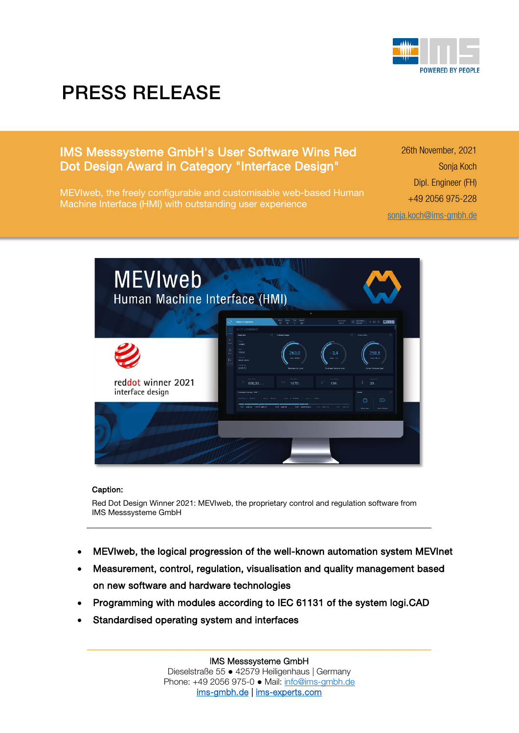# PRESS RELEASE

## IMS Messsysteme GmbH's User Software Wins Red Dot Design Award in Category "Interface Design"

MEVIweb, the freely configurable and customisable web-based Human Machine Interface (HMI) with outstanding user experience

26th November, 2021
Sonja Koch
Dipl. Engineer (FH)
+49 2056 975-228
sonja.koch@ims-gmbh.de

**Caption:**

Red Dot Design Winner 2021: MEVIweb, the proprietary control and regulation software from IMS Messsysteme GmbH

---

- **MEVIweb, the logical progression of the well-known automation system MEVInet**
- **Measurement, control, regulation, visualisation and quality management based on new software and hardware technologies**
- **Programming with modules according to IEC 61131 of the system logi.CAD**
- **Standardised operating system and interfaces**

---

IMS Messsysteme GmbH
Dieselstraße 55 ● 42579 Heiligenhaus | Germany
Phone: +49 2056 975-0 ● Mail: info@ims-gmbh.de
ims-gmbh.de | ims-experts.com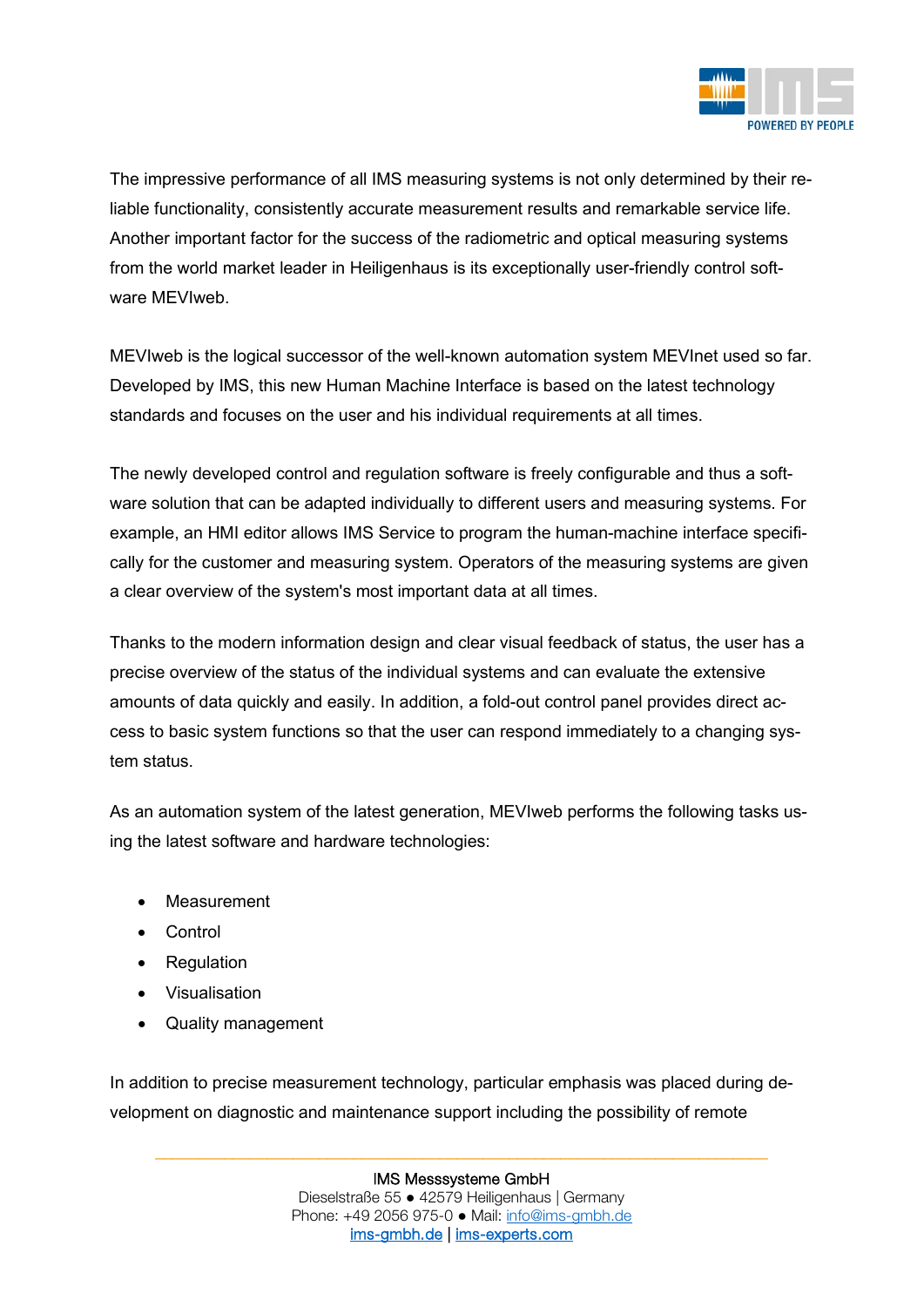The impressive performance of all IMS measuring systems is not only determined by their reliable functionality, consistently accurate measurement results and remarkable service life. Another important factor for the success of the radiometric and optical measuring systems from the world market leader in Heiligenhaus is its exceptionally user-friendly control software MEVIweb.

MEVIweb is the logical successor of the well-known automation system MEVInet used so far. Developed by IMS, this new Human Machine Interface is based on the latest technology standards and focuses on the user and his individual requirements at all times.

The newly developed control and regulation software is freely configurable and thus a software solution that can be adapted individually to different users and measuring systems. For example, an HMI editor allows IMS Service to program the human-machine interface specifically for the customer and measuring system. Operators of the measuring systems are given a clear overview of the system's most important data at all times.

Thanks to the modern information design and clear visual feedback of status, the user has a precise overview of the status of the individual systems and can evaluate the extensive amounts of data quickly and easily. In addition, a fold-out control panel provides direct access to basic system functions so that the user can respond immediately to a changing system status.

As an automation system of the latest generation, MEVIweb performs the following tasks using the latest software and hardware technologies:

- Measurement
- Control
- Regulation
- Visualisation
- Quality management

In addition to precise measurement technology, particular emphasis was placed during development on diagnostic and maintenance support including the possibility of remote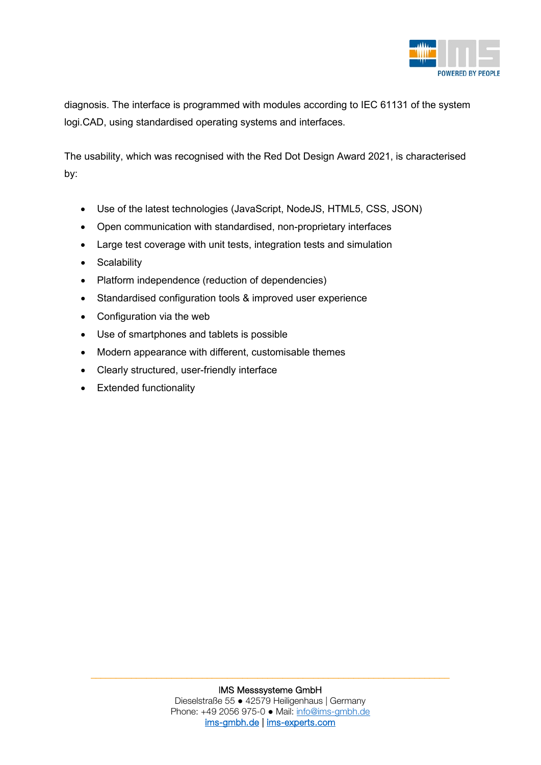diagnosis. The interface is programmed with modules according to IEC 61131 of the system logi.CAD, using standardised operating systems and interfaces.

The usability, which was recognised with the Red Dot Design Award 2021, is characterised by:

- Use of the latest technologies (JavaScript, NodeJS, HTML5, CSS, JSON)
- Open communication with standardised, non-proprietary interfaces
- Large test coverage with unit tests, integration tests and simulation
- Scalability
- Platform independence (reduction of dependencies)
- Standardised configuration tools & improved user experience
- Configuration via the web
- Use of smartphones and tablets is possible
- Modern appearance with different, customisable themes
- Clearly structured, user-friendly interface
- Extended functionality